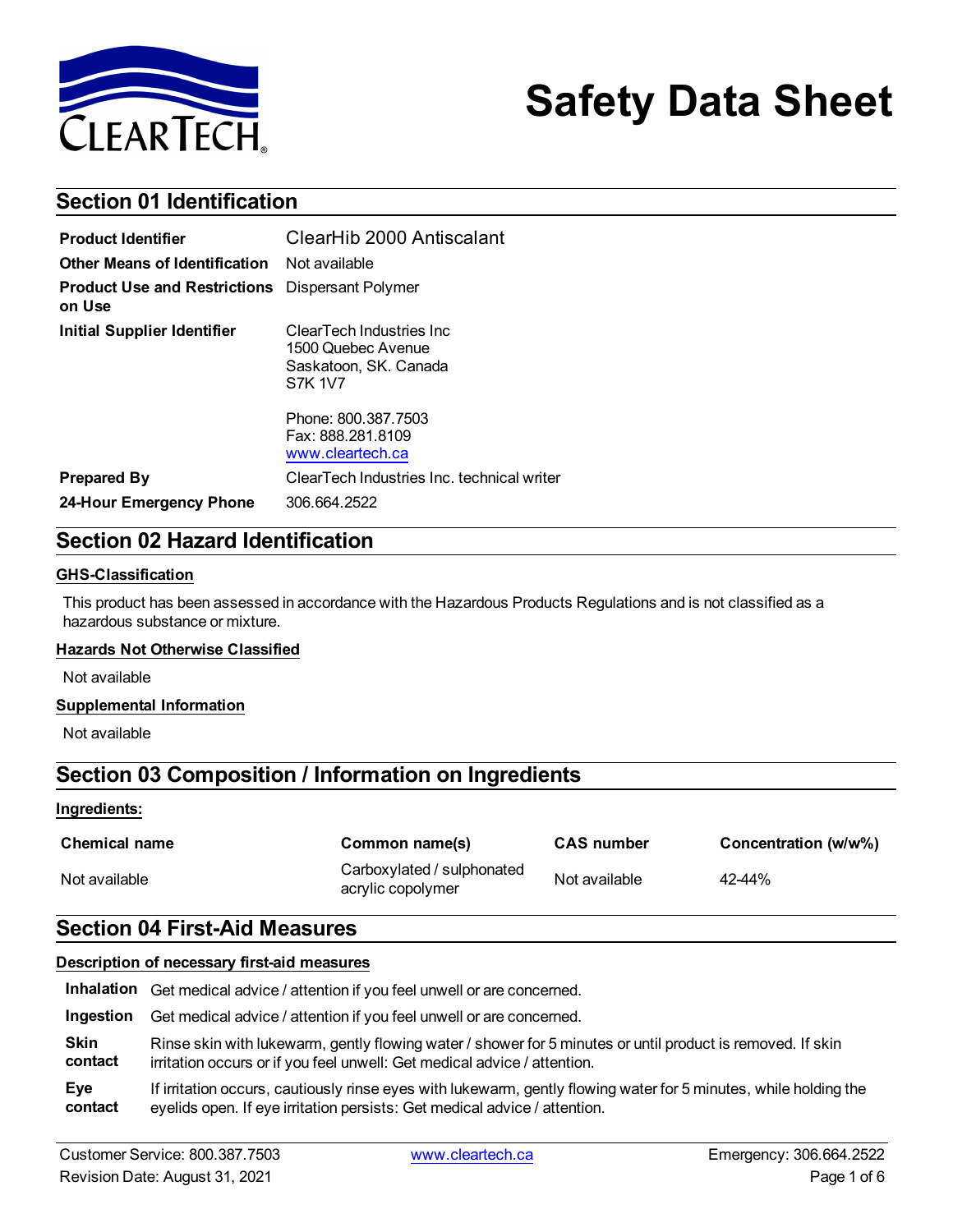# Safety Data Sheet

## Section 01 Identification

| | |
|---|---|
| **Product Identifier** | ClearHib 2000 Antiscalant |
| **Other Means of Identification** | Not available |
| **Product Use and Restrictions on Use** | Dispersant Polymer |
| **Initial Supplier Identifier** | ClearTech Industries Inc<br>1500 Quebec Avenue<br>Saskatoon, SK. Canada<br>S7K 1V7<br><br>Phone: 800.387.7503<br>Fax: 888.281.8109<br>www.cleartech.ca |
| **Prepared By** | ClearTech Industries Inc. technical writer |
| **24-Hour Emergency Phone** | 306.664.2522 |

## Section 02 Hazard Identification

### GHS-Classification

This product has been assessed in accordance with the Hazardous Products Regulations and is not classified as a hazardous substance or mixture.

### Hazards Not Otherwise Classified

Not available

### Supplemental Information

Not available

## Section 03 Composition / Information on Ingredients

### Ingredients:

| Chemical name | Common name(s) | CAS number | Concentration (w/w%) |
|---|---|---|---|
| Not available | Carboxylated / sulphonated acrylic copolymer | Not available | 42-44% |

## Section 04 First-Aid Measures

### Description of necessary first-aid measures

**Inhalation** Get medical advice / attention if you feel unwell or are concerned.

**Ingestion** Get medical advice / attention if you feel unwell or are concerned.

**Skin contact** Rinse skin with lukewarm, gently flowing water / shower for 5 minutes or until product is removed. If skin irritation occurs or if you feel unwell: Get medical advice / attention.

**Eye contact** If irritation occurs, cautiously rinse eyes with lukewarm, gently flowing water for 5 minutes, while holding the eyelids open. If eye irritation persists: Get medical advice / attention.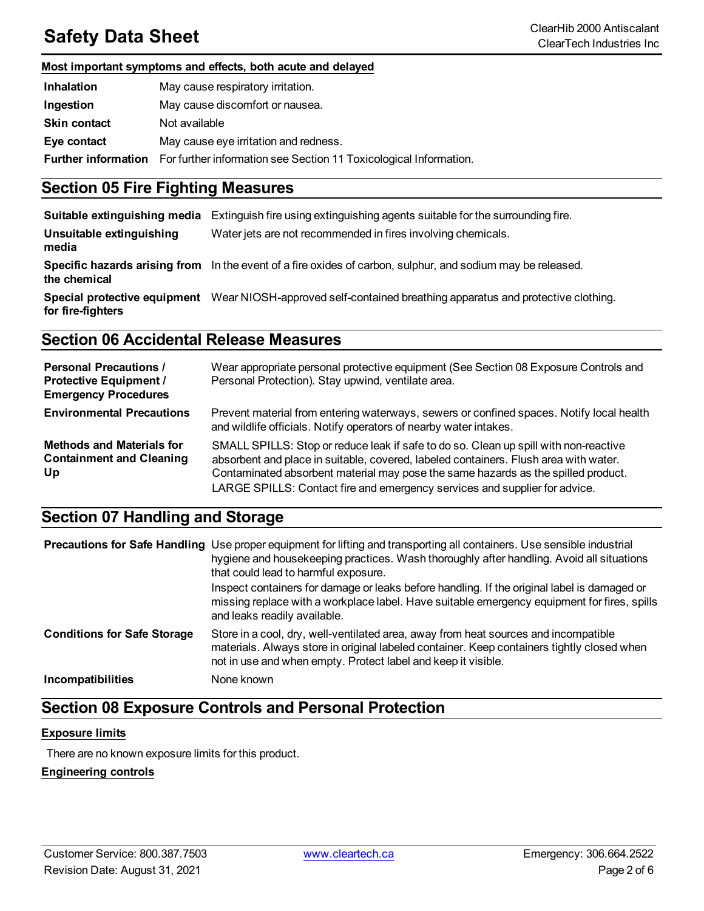**Most important symptoms and effects, both acute and delayed**

| | |
|---|---|
| **Inhalation** | May cause respiratory irritation. |
| **Ingestion** | May cause discomfort or nausea. |
| **Skin contact** | Not available |
| **Eye contact** | May cause eye irritation and redness. |
| **Further information** | For further information see Section 11 Toxicological Information. |

## Section 05 Fire Fighting Measures

| | |
|---|---|
| **Suitable extinguishing media** | Extinguish fire using extinguishing agents suitable for the surrounding fire. |
| **Unsuitable extinguishing media** | Water jets are not recommended in fires involving chemicals. |
| **Specific hazards arising from the chemical** | In the event of a fire oxides of carbon, sulphur, and sodium may be released. |
| **Special protective equipment for fire-fighters** | Wear NIOSH-approved self-contained breathing apparatus and protective clothing. |

## Section 06 Accidental Release Measures

| | |
|---|---|
| **Personal Precautions / Protective Equipment / Emergency Procedures** | Wear appropriate personal protective equipment (See Section 08 Exposure Controls and Personal Protection). Stay upwind, ventilate area. |
| **Environmental Precautions** | Prevent material from entering waterways, sewers or confined spaces. Notify local health and wildlife officials. Notify operators of nearby water intakes. |
| **Methods and Materials for Containment and Cleaning Up** | SMALL SPILLS: Stop or reduce leak if safe to do so. Clean up spill with non-reactive absorbent and place in suitable, covered, labeled containers. Flush area with water. Contaminated absorbent material may pose the same hazards as the spilled product. LARGE SPILLS: Contact fire and emergency services and supplier for advice. |

## Section 07 Handling and Storage

| | |
|---|---|
| **Precautions for Safe Handling** | Use proper equipment for lifting and transporting all containers. Use sensible industrial hygiene and housekeeping practices. Wash thoroughly after handling. Avoid all situations that could lead to harmful exposure. Inspect containers for damage or leaks before handling. If the original label is damaged or missing replace with a workplace label. Have suitable emergency equipment for fires, spills and leaks readily available. |
| **Conditions for Safe Storage** | Store in a cool, dry, well-ventilated area, away from heat sources and incompatible materials. Always store in original labeled container. Keep containers tightly closed when not in use and when empty. Protect label and keep it visible. |
| **Incompatibilities** | None known |

## Section 08 Exposure Controls and Personal Protection

**Exposure limits**

There are no known exposure limits for this product.

**Engineering controls**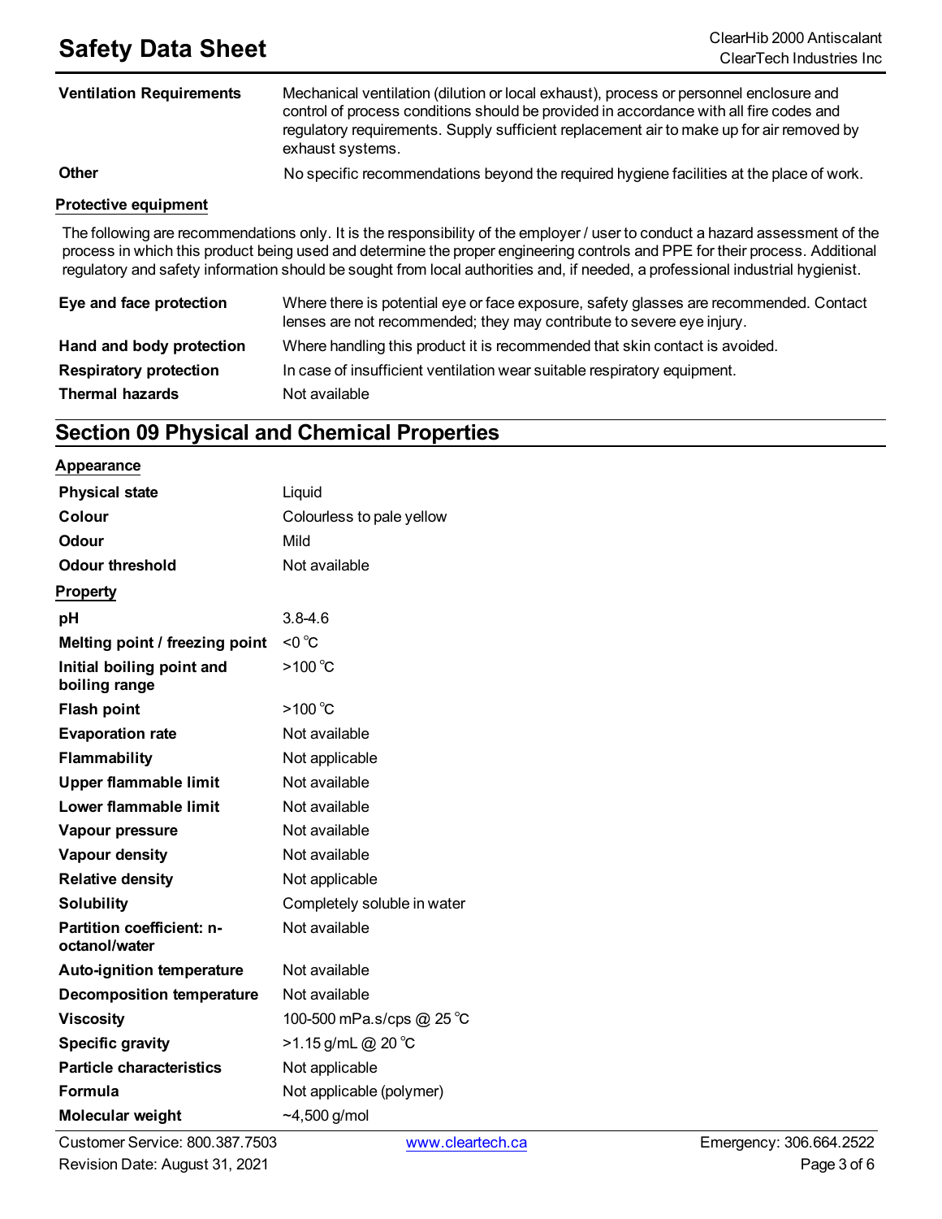| | |
|---|---|
| **Ventilation Requirements** | Mechanical ventilation (dilution or local exhaust), process or personnel enclosure and control of process conditions should be provided in accordance with all fire codes and regulatory requirements. Supply sufficient replacement air to make up for air removed by exhaust systems. |
| **Other** | No specific recommendations beyond the required hygiene facilities at the place of work. |

**Protective equipment**

The following are recommendations only. It is the responsibility of the employer / user to conduct a hazard assessment of the process in which this product being used and determine the proper engineering controls and PPE for their process. Additional regulatory and safety information should be sought from local authorities and, if needed, a professional industrial hygienist.

| | |
|---|---|
| **Eye and face protection** | Where there is potential eye or face exposure, safety glasses are recommended. Contact lenses are not recommended; they may contribute to severe eye injury. |
| **Hand and body protection** | Where handling this product it is recommended that skin contact is avoided. |
| **Respiratory protection** | In case of insufficient ventilation wear suitable respiratory equipment. |
| **Thermal hazards** | Not available |

## Section 09 Physical and Chemical Properties

**Appearance**

| | |
|---|---|
| **Physical state** | Liquid |
| **Colour** | Colourless to pale yellow |
| **Odour** | Mild |
| **Odour threshold** | Not available |

**Property**

| | |
|---|---|
| **pH** | 3.8-4.6 |
| **Melting point / freezing point** | <0 °C |
| **Initial boiling point and boiling range** | >100 °C |
| **Flash point** | >100 °C |
| **Evaporation rate** | Not available |
| **Flammability** | Not applicable |
| **Upper flammable limit** | Not available |
| **Lower flammable limit** | Not available |
| **Vapour pressure** | Not available |
| **Vapour density** | Not available |
| **Relative density** | Not applicable |
| **Solubility** | Completely soluble in water |
| **Partition coefficient: n-octanol/water** | Not available |
| **Auto-ignition temperature** | Not available |
| **Decomposition temperature** | Not available |
| **Viscosity** | 100-500 mPa.s/cps @ 25 °C |
| **Specific gravity** | >1.15 g/mL @ 20 °C |
| **Particle characteristics** | Not applicable |
| **Formula** | Not applicable (polymer) |
| **Molecular weight** | ~4,500 g/mol |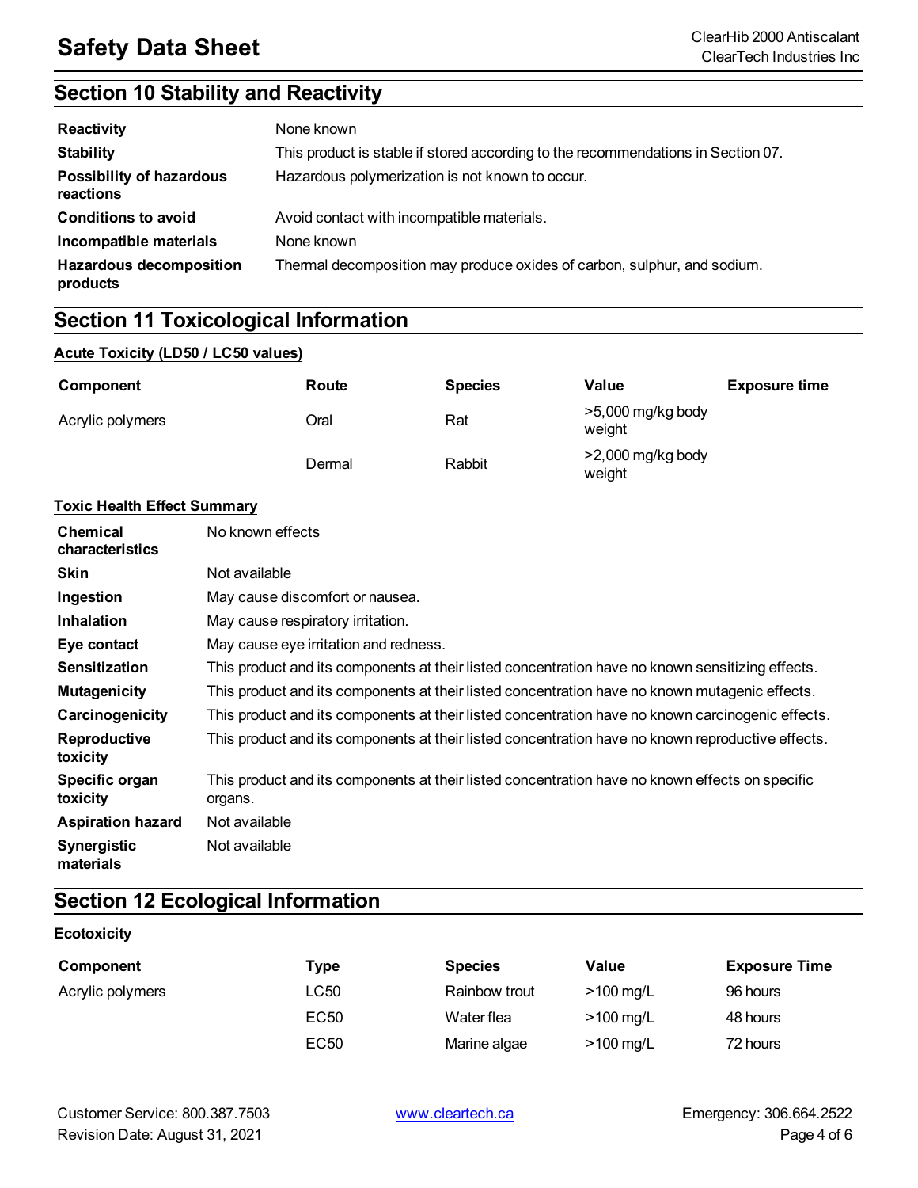## Section 10 Stability and Reactivity

| | |
|---|---|
| **Reactivity** | None known |
| **Stability** | This product is stable if stored according to the recommendations in Section 07. |
| **Possibility of hazardous reactions** | Hazardous polymerization is not known to occur. |
| **Conditions to avoid** | Avoid contact with incompatible materials. |
| **Incompatible materials** | None known |
| **Hazardous decomposition products** | Thermal decomposition may produce oxides of carbon, sulphur, and sodium. |

## Section 11 Toxicological Information

**Acute Toxicity (LD50 / LC50 values)**

| Component | Route | Species | Value | Exposure time |
|---|---|---|---|---|
| Acrylic polymers | Oral | Rat | >5,000 mg/kg body weight | |
| | Dermal | Rabbit | >2,000 mg/kg body weight | |

**Toxic Health Effect Summary**

| | |
|---|---|
| **Chemical characteristics** | No known effects |
| **Skin** | Not available |
| **Ingestion** | May cause discomfort or nausea. |
| **Inhalation** | May cause respiratory irritation. |
| **Eye contact** | May cause eye irritation and redness. |
| **Sensitization** | This product and its components at their listed concentration have no known sensitizing effects. |
| **Mutagenicity** | This product and its components at their listed concentration have no known mutagenic effects. |
| **Carcinogenicity** | This product and its components at their listed concentration have no known carcinogenic effects. |
| **Reproductive toxicity** | This product and its components at their listed concentration have no known reproductive effects. |
| **Specific organ toxicity** | This product and its components at their listed concentration have no known effects on specific organs. |
| **Aspiration hazard** | Not available |
| **Synergistic materials** | Not available |

## Section 12 Ecological Information

**Ecotoxicity**

| Component | Type | Species | Value | Exposure Time |
|---|---|---|---|---|
| Acrylic polymers | LC50 | Rainbow trout | >100 mg/L | 96 hours |
| | EC50 | Water flea | >100 mg/L | 48 hours |
| | EC50 | Marine algae | >100 mg/L | 72 hours |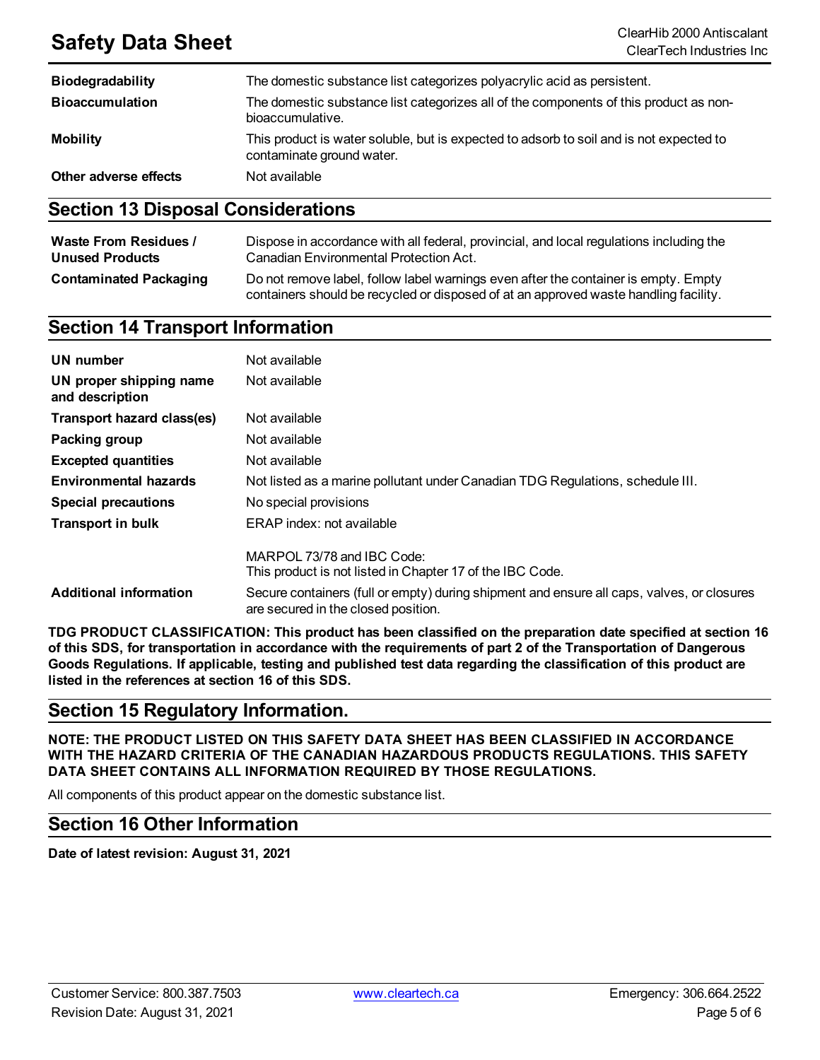| | |
|---|---|
| **Biodegradability** | The domestic substance list categorizes polyacrylic acid as persistent. |
| **Bioaccumulation** | The domestic substance list categorizes all of the components of this product as non-bioaccumulative. |
| **Mobility** | This product is water soluble, but is expected to adsorb to soil and is not expected to contaminate ground water. |
| **Other adverse effects** | Not available |

## Section 13 Disposal Considerations

| | |
|---|---|
| **Waste From Residues / Unused Products** | Dispose in accordance with all federal, provincial, and local regulations including the Canadian Environmental Protection Act. |
| **Contaminated Packaging** | Do not remove label, follow label warnings even after the container is empty. Empty containers should be recycled or disposed of at an approved waste handling facility. |

## Section 14 Transport Information

| | |
|---|---|
| **UN number** | Not available |
| **UN proper shipping name and description** | Not available |
| **Transport hazard class(es)** | Not available |
| **Packing group** | Not available |
| **Excepted quantities** | Not available |
| **Environmental hazards** | Not listed as a marine pollutant under Canadian TDG Regulations, schedule III. |
| **Special precautions** | No special provisions |
| **Transport in bulk** | ERAP index: not available<br><br>MARPOL 73/78 and IBC Code:<br>This product is not listed in Chapter 17 of the IBC Code. |
| **Additional information** | Secure containers (full or empty) during shipment and ensure all caps, valves, or closures are secured in the closed position. |

**TDG PRODUCT CLASSIFICATION: This product has been classified on the preparation date specified at section 16 of this SDS, for transportation in accordance with the requirements of part 2 of the Transportation of Dangerous Goods Regulations. If applicable, testing and published test data regarding the classification of this product are listed in the references at section 16 of this SDS.**

## Section 15 Regulatory Information.

**NOTE: THE PRODUCT LISTED ON THIS SAFETY DATA SHEET HAS BEEN CLASSIFIED IN ACCORDANCE WITH THE HAZARD CRITERIA OF THE CANADIAN HAZARDOUS PRODUCTS REGULATIONS. THIS SAFETY DATA SHEET CONTAINS ALL INFORMATION REQUIRED BY THOSE REGULATIONS.**

All components of this product appear on the domestic substance list.

## Section 16 Other Information

**Date of latest revision: August 31, 2021**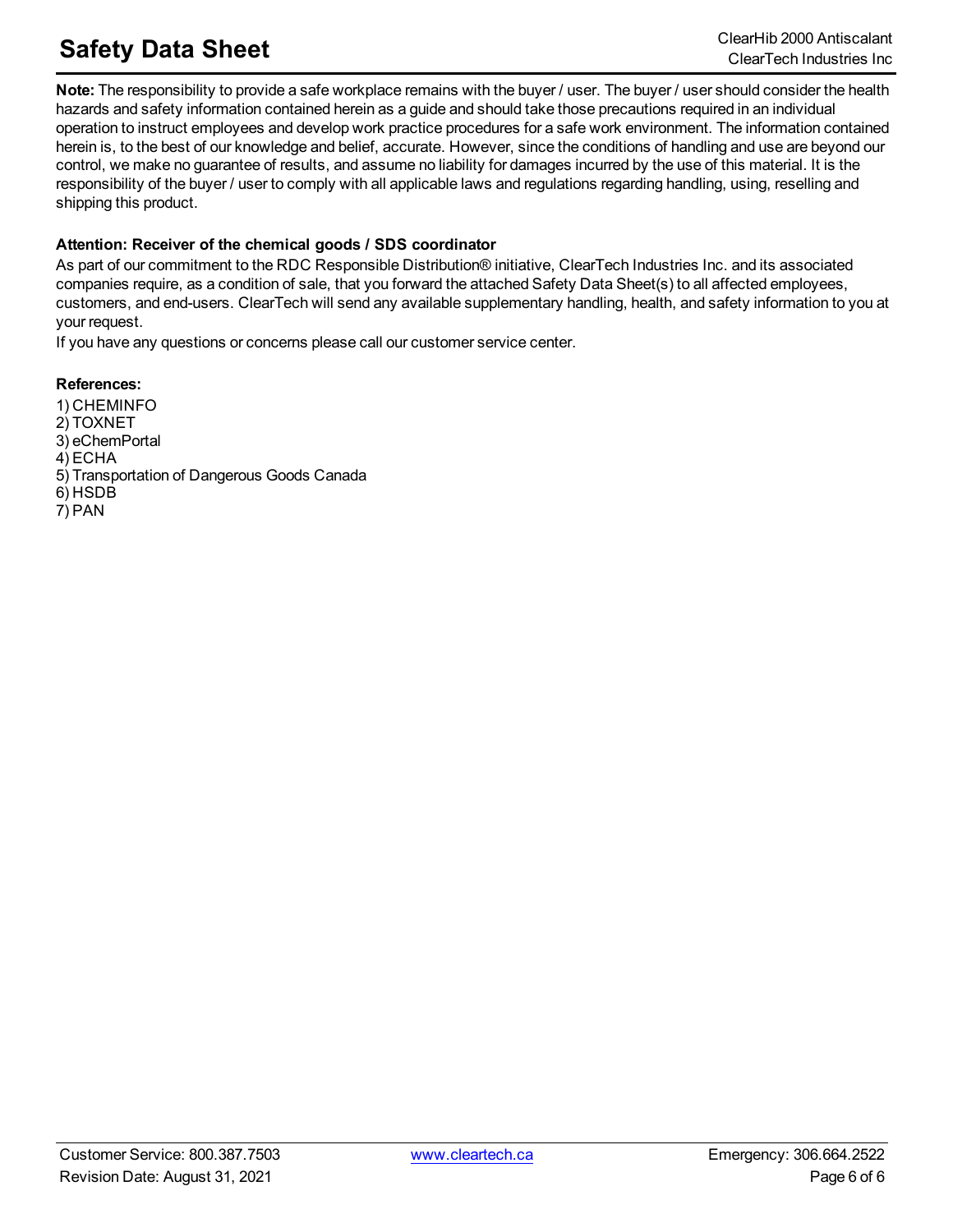**Note:** The responsibility to provide a safe workplace remains with the buyer / user. The buyer / user should consider the health hazards and safety information contained herein as a guide and should take those precautions required in an individual operation to instruct employees and develop work practice procedures for a safe work environment. The information contained herein is, to the best of our knowledge and belief, accurate. However, since the conditions of handling and use are beyond our control, we make no guarantee of results, and assume no liability for damages incurred by the use of this material. It is the responsibility of the buyer / user to comply with all applicable laws and regulations regarding handling, using, reselling and shipping this product.

**Attention: Receiver of the chemical goods / SDS coordinator**

As part of our commitment to the RDC Responsible Distribution® initiative, ClearTech Industries Inc. and its associated companies require, as a condition of sale, that you forward the attached Safety Data Sheet(s) to all affected employees, customers, and end-users. ClearTech will send any available supplementary handling, health, and safety information to you at your request.

If you have any questions or concerns please call our customer service center.

**References:**

1) CHEMINFO
2) TOXNET
3) eChemPortal
4) ECHA
5) Transportation of Dangerous Goods Canada
6) HSDB
7) PAN